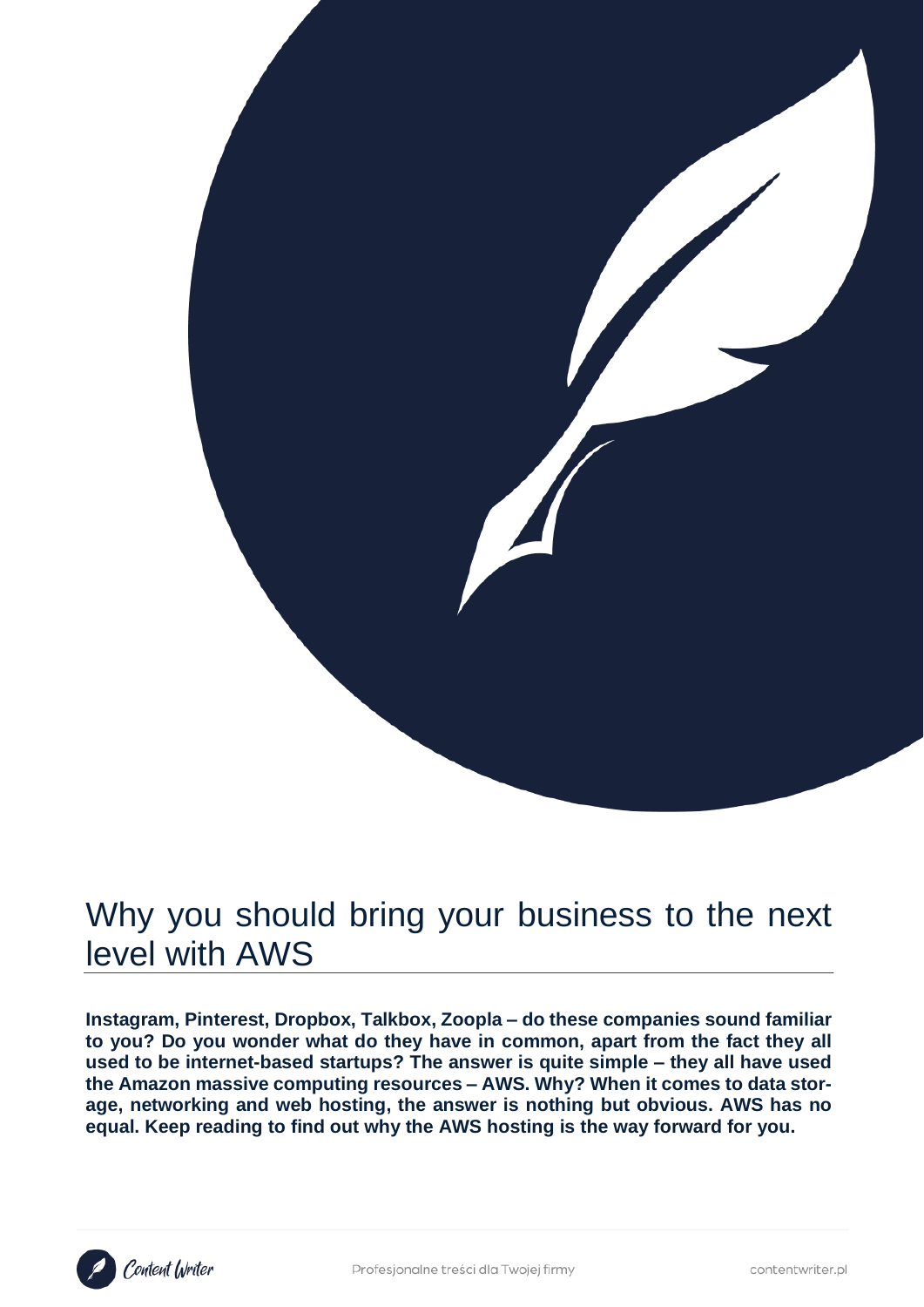# Why you should bring your business to the next level with AWS

**Instagram, Pinterest, Dropbox, Talkbox, Zoopla – do these companies sound familiar to you? Do you wonder what do they have in common, apart from the fact they all used to be internet-based startups? The answer is quite simple – they all have used the Amazon massive computing resources – AWS. Why? When it comes to data storage, networking and web hosting, the answer is nothing but obvious. AWS has no equal. Keep reading to find out why the AWS hosting is the way forward for you.**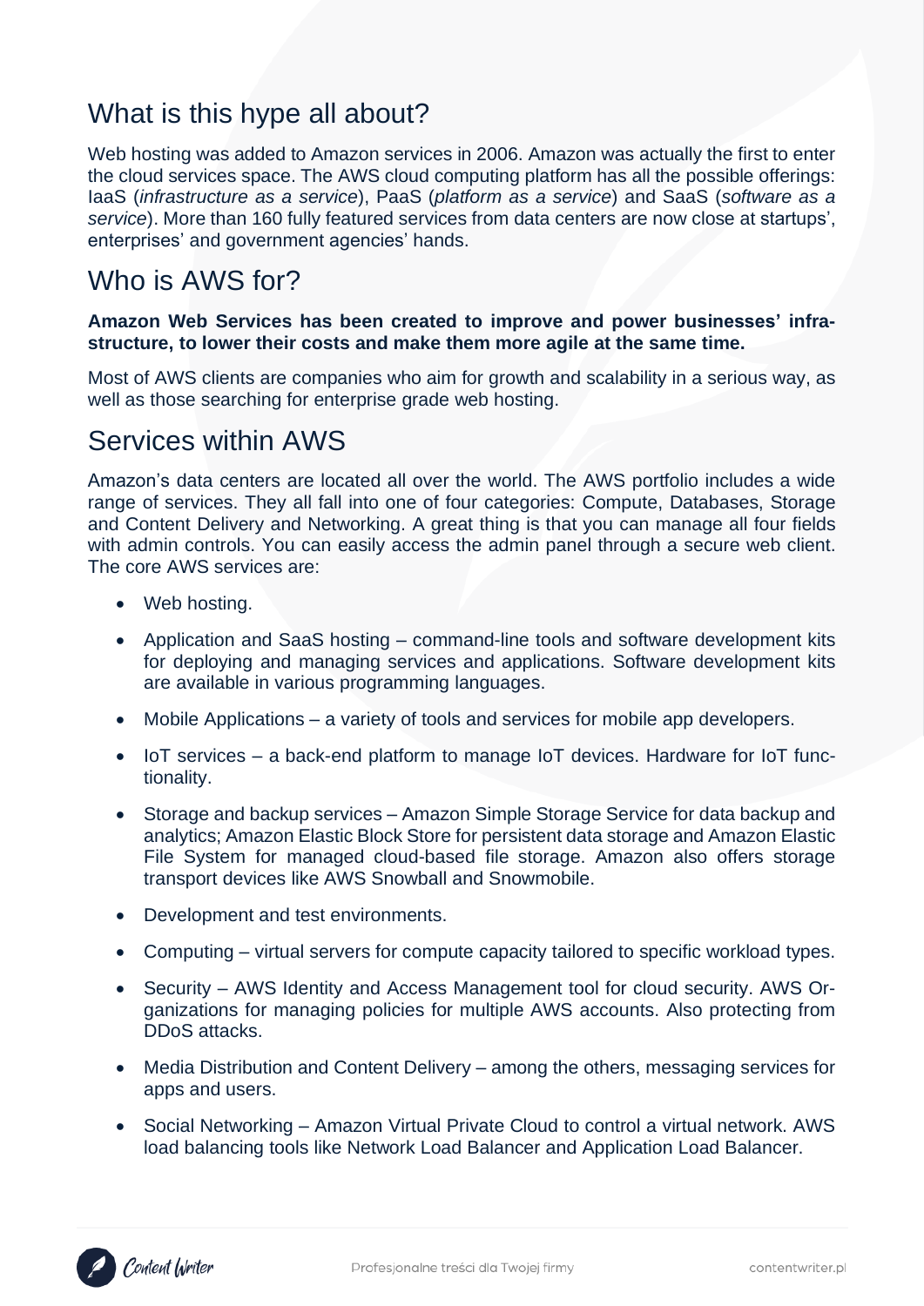## What is this hype all about?

Web hosting was added to Amazon services in 2006. Amazon was actually the first to enter the cloud services space. The AWS cloud computing platform has all the possible offerings: IaaS (*infrastructure as a service*), PaaS (*platform as a service*) and SaaS (*software as a service*). More than 160 fully featured services from data centers are now close at startups', enterprises' and government agencies' hands.

## Who is AWS for?

**Amazon Web Services has been created to improve and power businesses' infra-structure, to lower their costs and make them more agile at the same time.**

Most of AWS clients are companies who aim for growth and scalability in a serious way, as well as those searching for enterprise grade web hosting.

## Services within AWS

Amazon's data centers are located all over the world. The AWS portfolio includes a wide range of services. They all fall into one of four categories: Compute, Databases, Storage and Content Delivery and Networking. A great thing is that you can manage all four fields with admin controls. You can easily access the admin panel through a secure web client. The core AWS services are:

- Web hosting.
- Application and SaaS hosting – command-line tools and software development kits for deploying and managing services and applications. Software development kits are available in various programming languages.
- Mobile Applications – a variety of tools and services for mobile app developers.
- IoT services – a back-end platform to manage IoT devices. Hardware for IoT functionality.
- Storage and backup services – Amazon Simple Storage Service for data backup and analytics; Amazon Elastic Block Store for persistent data storage and Amazon Elastic File System for managed cloud-based file storage. Amazon also offers storage transport devices like AWS Snowball and Snowmobile.
- Development and test environments.
- Computing – virtual servers for compute capacity tailored to specific workload types.
- Security – AWS Identity and Access Management tool for cloud security. AWS Organizations for managing policies for multiple AWS accounts. Also protecting from DDoS attacks.
- Media Distribution and Content Delivery – among the others, messaging services for apps and users.
- Social Networking – Amazon Virtual Private Cloud to control a virtual network. AWS load balancing tools like Network Load Balancer and Application Load Balancer.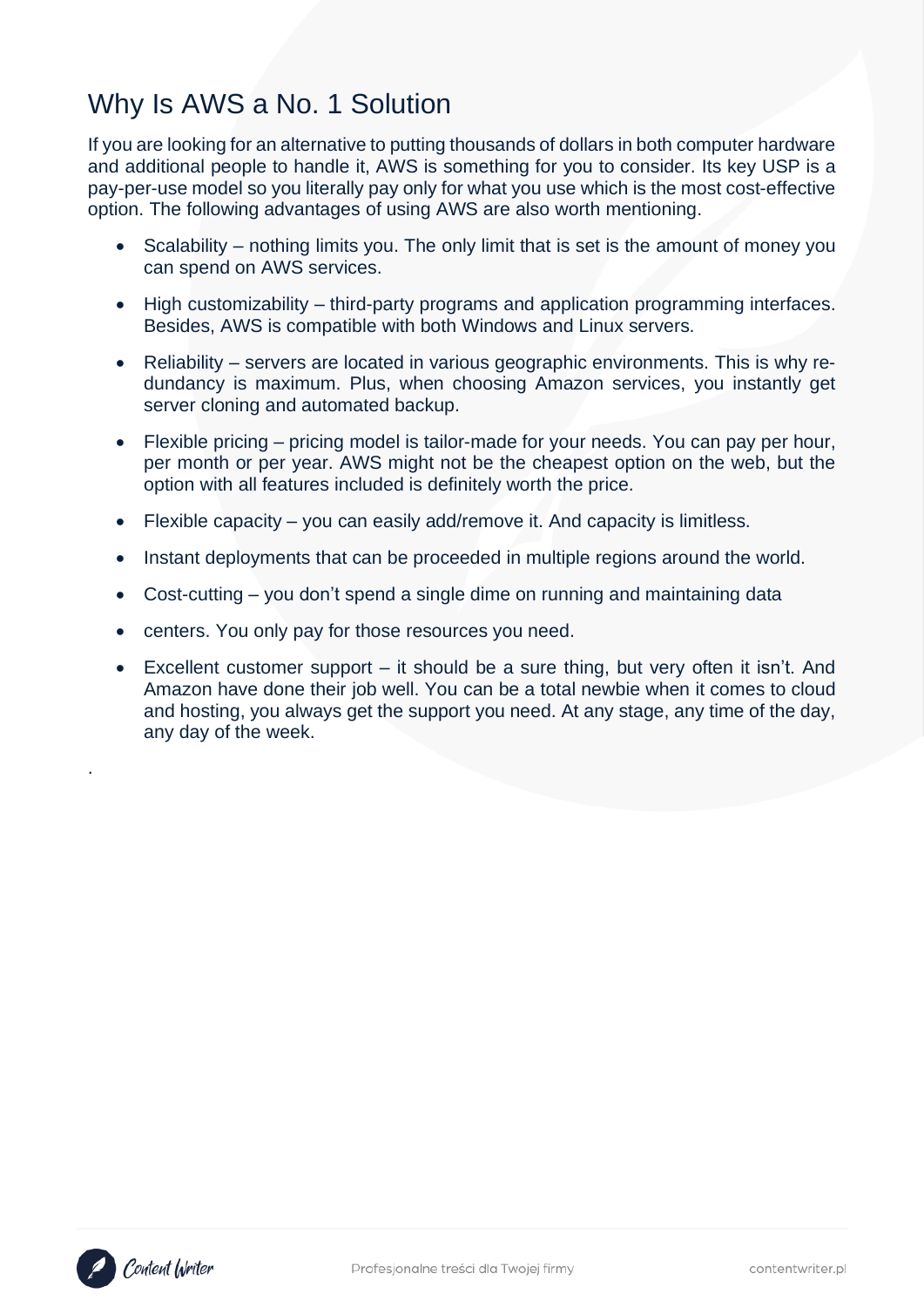## Why Is AWS a No. 1 Solution

If you are looking for an alternative to putting thousands of dollars in both computer hardware and additional people to handle it, AWS is something for you to consider. Its key USP is a pay-per-use model so you literally pay only for what you use which is the most cost-effective option. The following advantages of using AWS are also worth mentioning.

- Scalability – nothing limits you. The only limit that is set is the amount of money you can spend on AWS services.
- High customizability – third-party programs and application programming interfaces. Besides, AWS is compatible with both Windows and Linux servers.
- Reliability – servers are located in various geographic environments. This is why redundancy is maximum. Plus, when choosing Amazon services, you instantly get server cloning and automated backup.
- Flexible pricing – pricing model is tailor-made for your needs. You can pay per hour, per month or per year. AWS might not be the cheapest option on the web, but the option with all features included is definitely worth the price.
- Flexible capacity – you can easily add/remove it. And capacity is limitless.
- Instant deployments that can be proceeded in multiple regions around the world.
- Cost-cutting – you don't spend a single dime on running and maintaining data
- centers. You only pay for those resources you need.
- Excellent customer support – it should be a sure thing, but very often it isn't. And Amazon have done their job well. You can be a total newbie when it comes to cloud and hosting, you always get the support you need. At any stage, any time of the day, any day of the week.

.